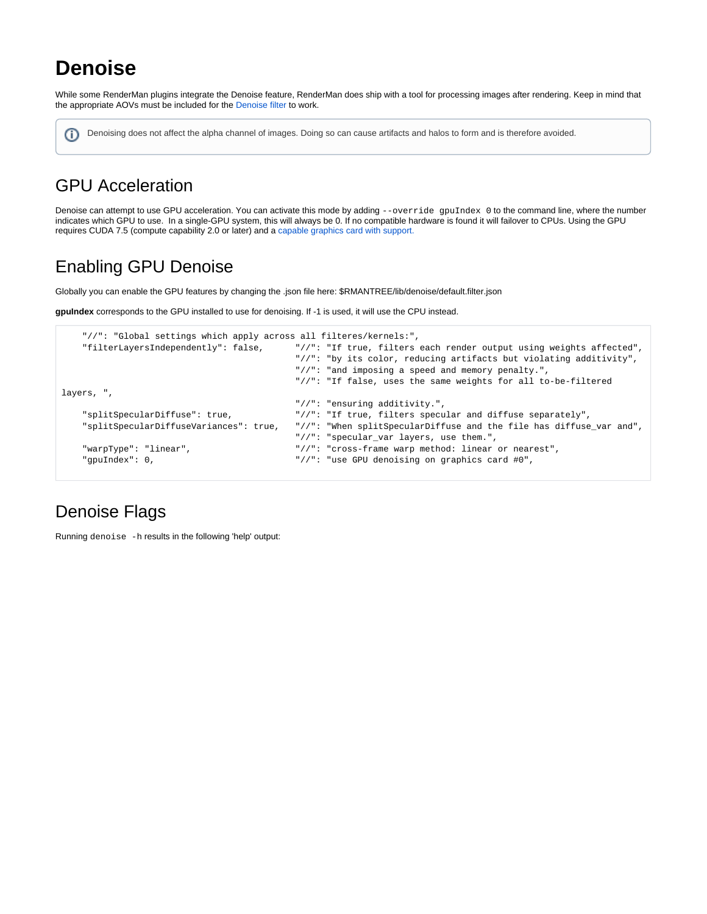# Denoise

While some RenderMan plugins integrate the Denoise feature, RenderMan does ship with a tool for processing images after rendering. Keep in mind that the appropriate AOVs must be included for the Denoise filter to work.

> Denoising does not affect the alpha channel of images. Doing so can cause artifacts and halos to form and is therefore avoided.

## GPU Acceleration

Denoise can attempt to use GPU acceleration. You can activate this mode by adding `--override gpuIndex 0` to the command line, where the number indicates which GPU to use.  In a single-GPU system, this will always be 0. If no compatible hardware is found it will failover to CPUs. Using the GPU requires CUDA 7.5 (compute capability 2.0 or later) and a capable graphics card with support.

## Enabling GPU Denoise

Globally you can enable the GPU features by changing the .json file here: $RMANTREE/lib/denoise/default.filter.json

**gpuIndex** corresponds to the GPU installed to use for denoising. If -1 is used, it will use the CPU instead.

```
    "//": "Global settings which apply across all filteres/kernels:",
    "filterLayersIndependently": false,      "//": "If true, filters each render output using weights affected",
                                             "//": "by its color, reducing artifacts but violating additivity",
                                             "//": "and imposing a speed and memory penalty.",
                                             "//": "If false, uses the same weights for all to-be-filtered 
layers, ",
                                             "//": "ensuring additivity.",
    "splitSpecularDiffuse": true,            "//": "If true, filters specular and diffuse separately",
    "splitSpecularDiffuseVariances": true,   "//": "When splitSpecularDiffuse and the file has diffuse_var and",
                                             "//": "specular_var layers, use them.",
    "warpType": "linear",                    "//": "cross-frame warp method: linear or nearest",
    "gpuIndex": 0,                           "//": "use GPU denoising on graphics card #0",
```

## Denoise Flags

Running `denoise -h` results in the following 'help' output: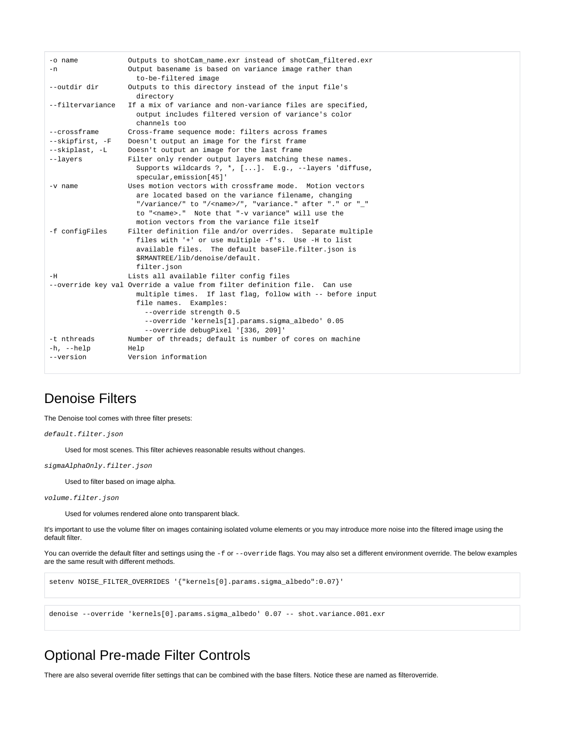```
-o name           Outputs to shotCam_name.exr instead of shotCam_filtered.exr
-n                Output basename is based on variance image rather than
                    to-be-filtered image
--outdir dir      Outputs to this directory instead of the input file's
                    directory
--filtervariance  If a mix of variance and non-variance files are specified,
                    output includes filtered version of variance's color
                    channels too
--crossframe      Cross-frame sequence mode: filters across frames
--skipfirst, -F   Doesn't output an image for the first frame
--skiplast, -L    Doesn't output an image for the last frame
--layers          Filter only render output layers matching these names.
                    Supports wildcards ?, *, [...].  E.g., --layers 'diffuse,
                    specular,emission[45]'
-v name           Uses motion vectors with crossframe mode.  Motion vectors
                    are located based on the variance filename, changing
                    "/variance/" to "/<name>/", "variance." after "." or "_"
                    to "<name>."  Note that "-v variance" will use the
                    motion vectors from the variance file itself
-f configFiles    Filter definition file and/or overrides.  Separate multiple
                    files with '+' or use multiple -f's.  Use -H to list
                    available files.  The default baseFile.filter.json is
                    $RMANTREE/lib/denoise/default.
                    filter.json
-H                Lists all available filter config files
--override key val Override a value from filter definition file.  Can use
                    multiple times.  If last flag, follow with -- before input
                    file names.  Examples:
                      --override strength 0.5
                      --override 'kernels[1].params.sigma_albedo' 0.05
                      --override debugPixel '[336, 209]'
-t nthreads       Number of threads; default is number of cores on machine
-h, --help        Help
--version         Version information
```

## Denoise Filters

The Denoise tool comes with three filter presets:

*default.filter.json*

> Used for most scenes. This filter achieves reasonable results without changes.

*sigmaAlphaOnly.filter.json*

> Used to filter based on image alpha.

*volume.filter.json*

> Used for volumes rendered alone onto transparent black.

It's important to use the volume filter on images containing isolated volume elements or you may introduce more noise into the filtered image using the default filter.

You can override the default filter and settings using the `-f` or `--override` flags. You may also set a different environment override. The below examples are the same result with different methods.

```
setenv NOISE_FILTER_OVERRIDES '{"kernels[0].params.sigma_albedo":0.07}'
```

```
denoise --override 'kernels[0].params.sigma_albedo' 0.07 -- shot.variance.001.exr
```

## Optional Pre-made Filter Controls

There are also several override filter settings that can be combined with the base filters. Notice these are named as filteroverride.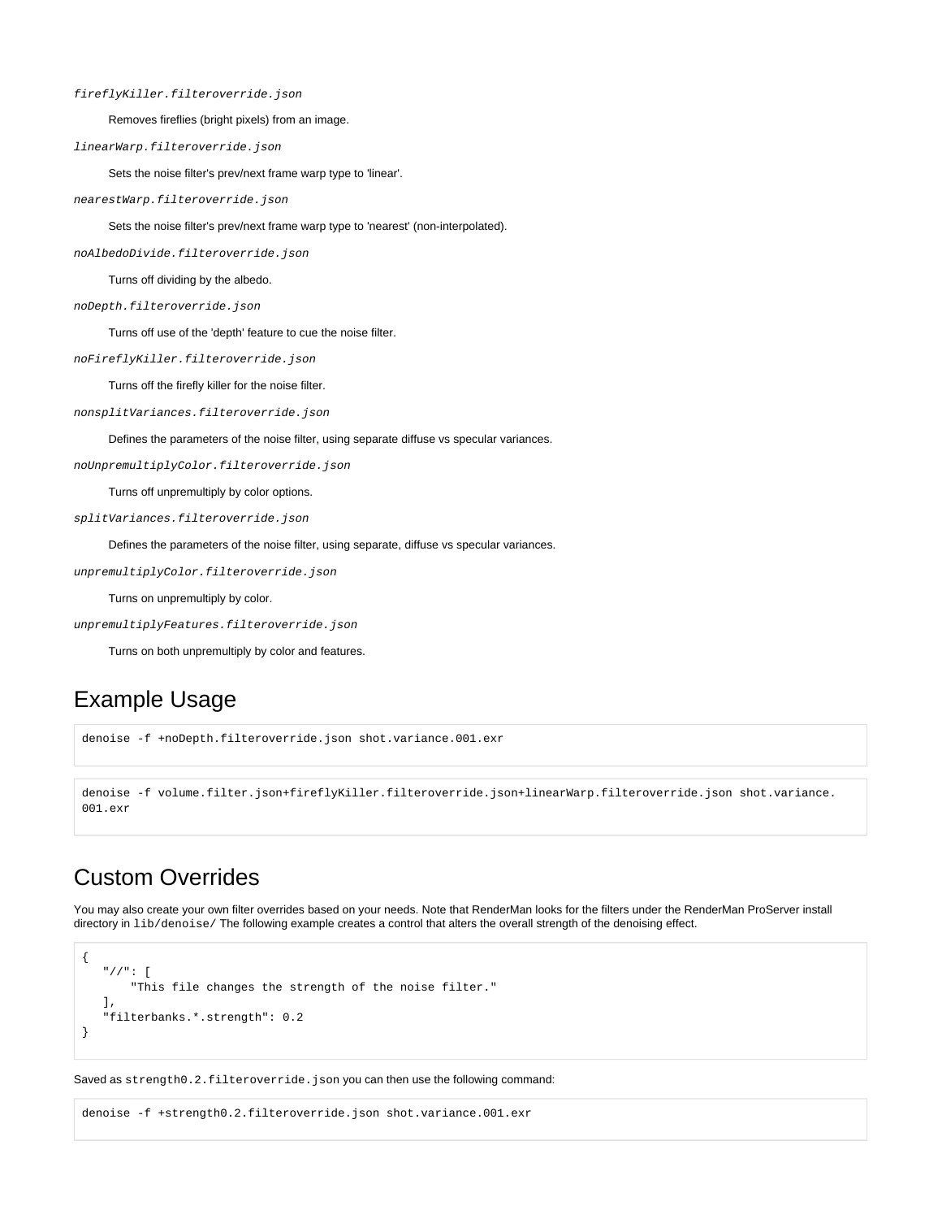*fireflyKiller.filteroverride.json*

Removes fireflies (bright pixels) from an image.

*linearWarp.filteroverride.json*

Sets the noise filter's prev/next frame warp type to 'linear'.

*nearestWarp.filteroverride.json*

Sets the noise filter's prev/next frame warp type to 'nearest' (non-interpolated).

*noAlbedoDivide.filteroverride.json*

Turns off dividing by the albedo.

*noDepth.filteroverride.json*

Turns off use of the 'depth' feature to cue the noise filter.

*noFireflyKiller.filteroverride.json*

Turns off the firefly killer for the noise filter.

*nonsplitVariances.filteroverride.json*

Defines the parameters of the noise filter, using separate diffuse vs specular variances.

*noUnpremultiplyColor.filteroverride.json*

Turns off unpremultiply by color options.

*splitVariances.filteroverride.json*

Defines the parameters of the noise filter, using separate, diffuse vs specular variances.

*unpremultiplyColor.filteroverride.json*

Turns on unpremultiply by color.

*unpremultiplyFeatures.filteroverride.json*

Turns on both unpremultiply by color and features.

## Example Usage

```
denoise -f +noDepth.filteroverride.json shot.variance.001.exr
```

```
denoise -f volume.filter.json+fireflyKiller.filteroverride.json+linearWarp.filteroverride.json shot.variance.001.exr
```

## Custom Overrides

You may also create your own filter overrides based on your needs. Note that RenderMan looks for the filters under the RenderMan ProServer install directory in `lib/denoise/` The following example creates a control that alters the overall strength of the denoising effect.

```
{
   "//": [
       "This file changes the strength of the noise filter."
   ],
   "filterbanks.*.strength": 0.2
}
```

Saved as `strength0.2.filteroverride.json` you can then use the following command:

```
denoise -f +strength0.2.filteroverride.json shot.variance.001.exr
```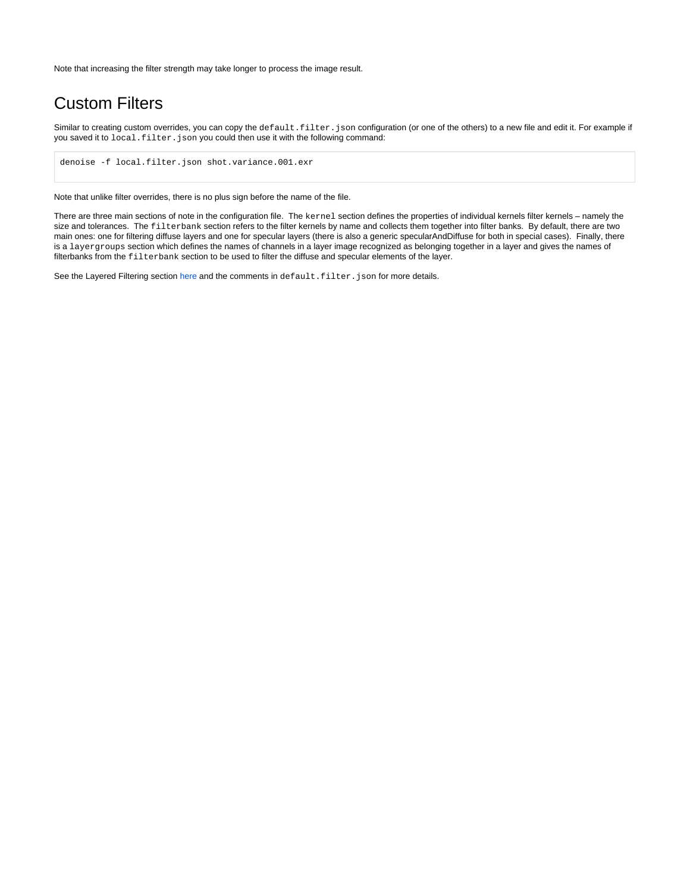Note that increasing the filter strength may take longer to process the image result.

# Custom Filters

Similar to creating custom overrides, you can copy the `default.filter.json` configuration (or one of the others) to a new file and edit it. For example if you saved it to `local.filter.json` you could then use it with the following command:

```
denoise -f local.filter.json shot.variance.001.exr
```

Note that unlike filter overrides, there is no plus sign before the name of the file.

There are three main sections of note in the configuration file. The `kernel` section defines the properties of individual kernels filter kernels – namely the size and tolerances. The `filterbank` section refers to the filter kernels by name and collects them together into filter banks. By default, there are two main ones: one for filtering diffuse layers and one for specular layers (there is also a generic specularAndDiffuse for both in special cases). Finally, there is a `layergroups` section which defines the names of channels in a layer image recognized as belonging together in a layer and gives the names of filterbanks from the `filterbank` section to be used to filter the diffuse and specular elements of the layer.

See the Layered Filtering section here and the comments in `default.filter.json` for more details.